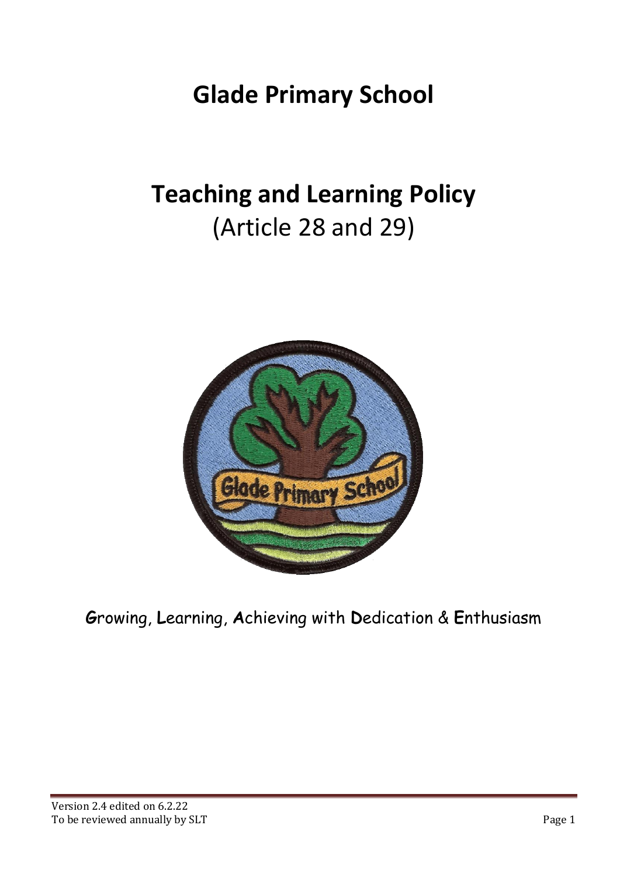# Glade Primary School

# Teaching and Learning Policy

(Article 28 and 29)

**G**rowing, **L**earning, **A**chieving with **D**edication & **E**nthusiasm

Version 2.4 edited on 6.2.22
To be reviewed annually by SLT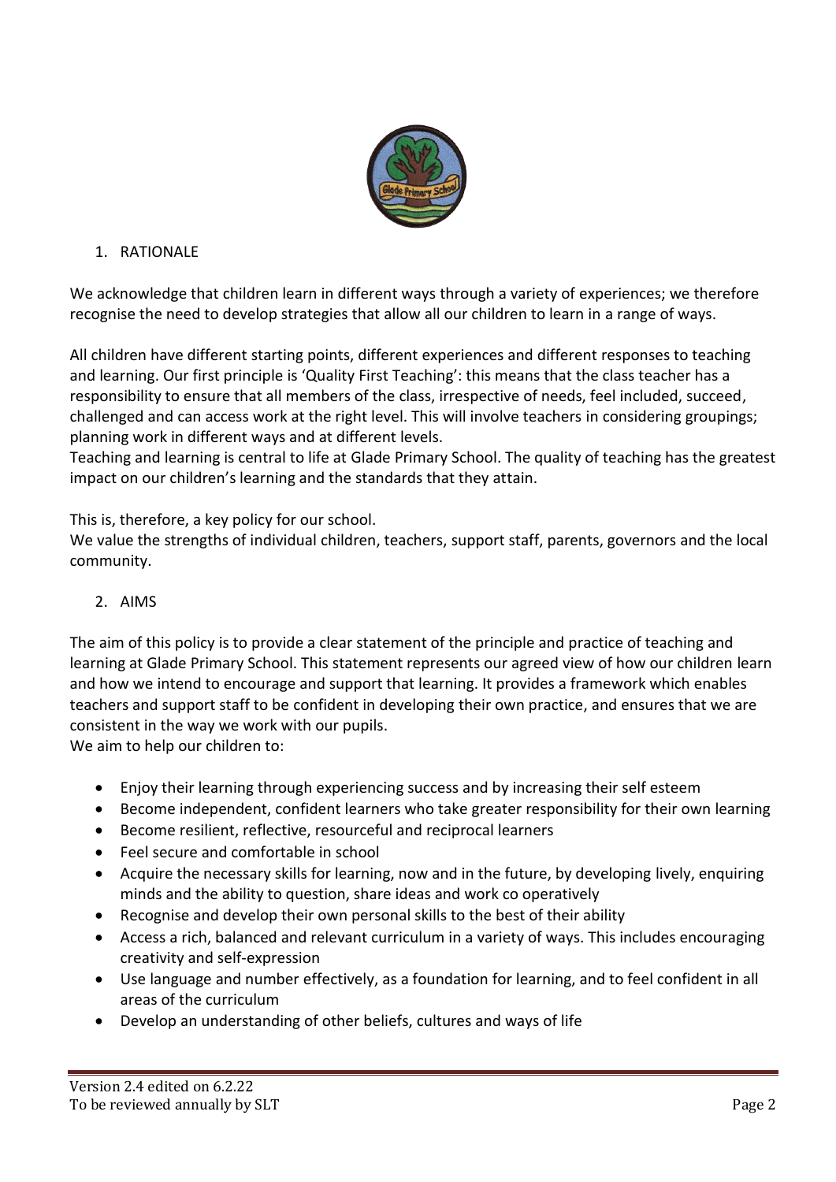1. RATIONALE

We acknowledge that children learn in different ways through a variety of experiences; we therefore recognise the need to develop strategies that allow all our children to learn in a range of ways.

All children have different starting points, different experiences and different responses to teaching and learning. Our first principle is 'Quality First Teaching': this means that the class teacher has a responsibility to ensure that all members of the class, irrespective of needs, feel included, succeed, challenged and can access work at the right level. This will involve teachers in considering groupings; planning work in different ways and at different levels.

Teaching and learning is central to life at Glade Primary School. The quality of teaching has the greatest impact on our children's learning and the standards that they attain.

This is, therefore, a key policy for our school.

We value the strengths of individual children, teachers, support staff, parents, governors and the local community.

2. AIMS

The aim of this policy is to provide a clear statement of the principle and practice of teaching and learning at Glade Primary School. This statement represents our agreed view of how our children learn and how we intend to encourage and support that learning. It provides a framework which enables teachers and support staff to be confident in developing their own practice, and ensures that we are consistent in the way we work with our pupils.

We aim to help our children to:

- Enjoy their learning through experiencing success and by increasing their self esteem
- Become independent, confident learners who take greater responsibility for their own learning
- Become resilient, reflective, resourceful and reciprocal learners
- Feel secure and comfortable in school
- Acquire the necessary skills for learning, now and in the future, by developing lively, enquiring minds and the ability to question, share ideas and work co operatively
- Recognise and develop their own personal skills to the best of their ability
- Access a rich, balanced and relevant curriculum in a variety of ways. This includes encouraging creativity and self-expression
- Use language and number effectively, as a foundation for learning, and to feel confident in all areas of the curriculum
- Develop an understanding of other beliefs, cultures and ways of life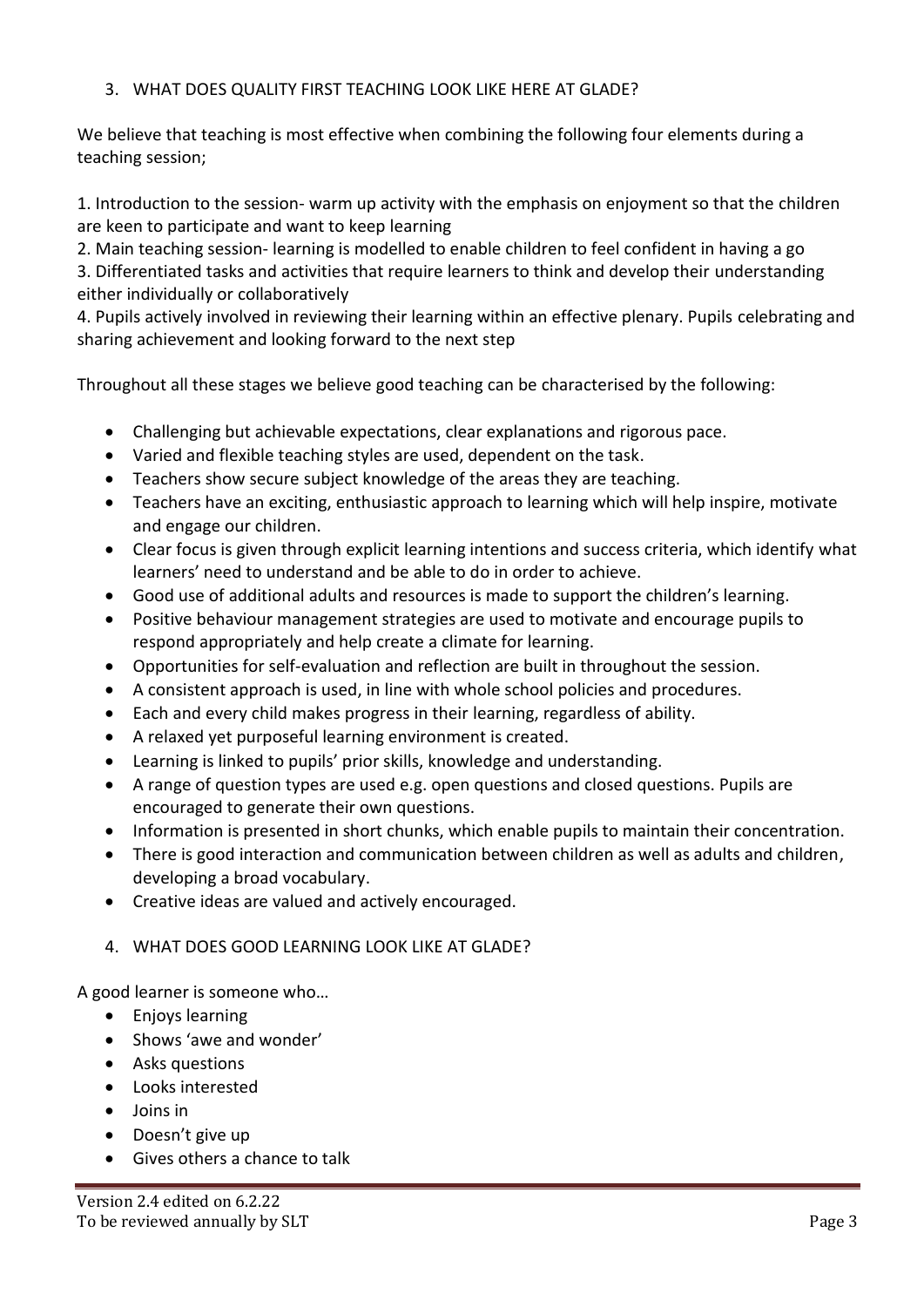## 3. WHAT DOES QUALITY FIRST TEACHING LOOK LIKE HERE AT GLADE?

We believe that teaching is most effective when combining the following four elements during a teaching session;

1. Introduction to the session- warm up activity with the emphasis on enjoyment so that the children are keen to participate and want to keep learning
2. Main teaching session- learning is modelled to enable children to feel confident in having a go
3. Differentiated tasks and activities that require learners to think and develop their understanding either individually or collaboratively
4. Pupils actively involved in reviewing their learning within an effective plenary. Pupils celebrating and sharing achievement and looking forward to the next step

Throughout all these stages we believe good teaching can be characterised by the following:

- Challenging but achievable expectations, clear explanations and rigorous pace.
- Varied and flexible teaching styles are used, dependent on the task.
- Teachers show secure subject knowledge of the areas they are teaching.
- Teachers have an exciting, enthusiastic approach to learning which will help inspire, motivate and engage our children.
- Clear focus is given through explicit learning intentions and success criteria, which identify what learners' need to understand and be able to do in order to achieve.
- Good use of additional adults and resources is made to support the children's learning.
- Positive behaviour management strategies are used to motivate and encourage pupils to respond appropriately and help create a climate for learning.
- Opportunities for self-evaluation and reflection are built in throughout the session.
- A consistent approach is used, in line with whole school policies and procedures.
- Each and every child makes progress in their learning, regardless of ability.
- A relaxed yet purposeful learning environment is created.
- Learning is linked to pupils' prior skills, knowledge and understanding.
- A range of question types are used e.g. open questions and closed questions. Pupils are encouraged to generate their own questions.
- Information is presented in short chunks, which enable pupils to maintain their concentration.
- There is good interaction and communication between children as well as adults and children, developing a broad vocabulary.
- Creative ideas are valued and actively encouraged.

## 4. WHAT DOES GOOD LEARNING LOOK LIKE AT GLADE?

A good learner is someone who…

- Enjoys learning
- Shows 'awe and wonder'
- Asks questions
- Looks interested
- Joins in
- Doesn't give up
- Gives others a chance to talk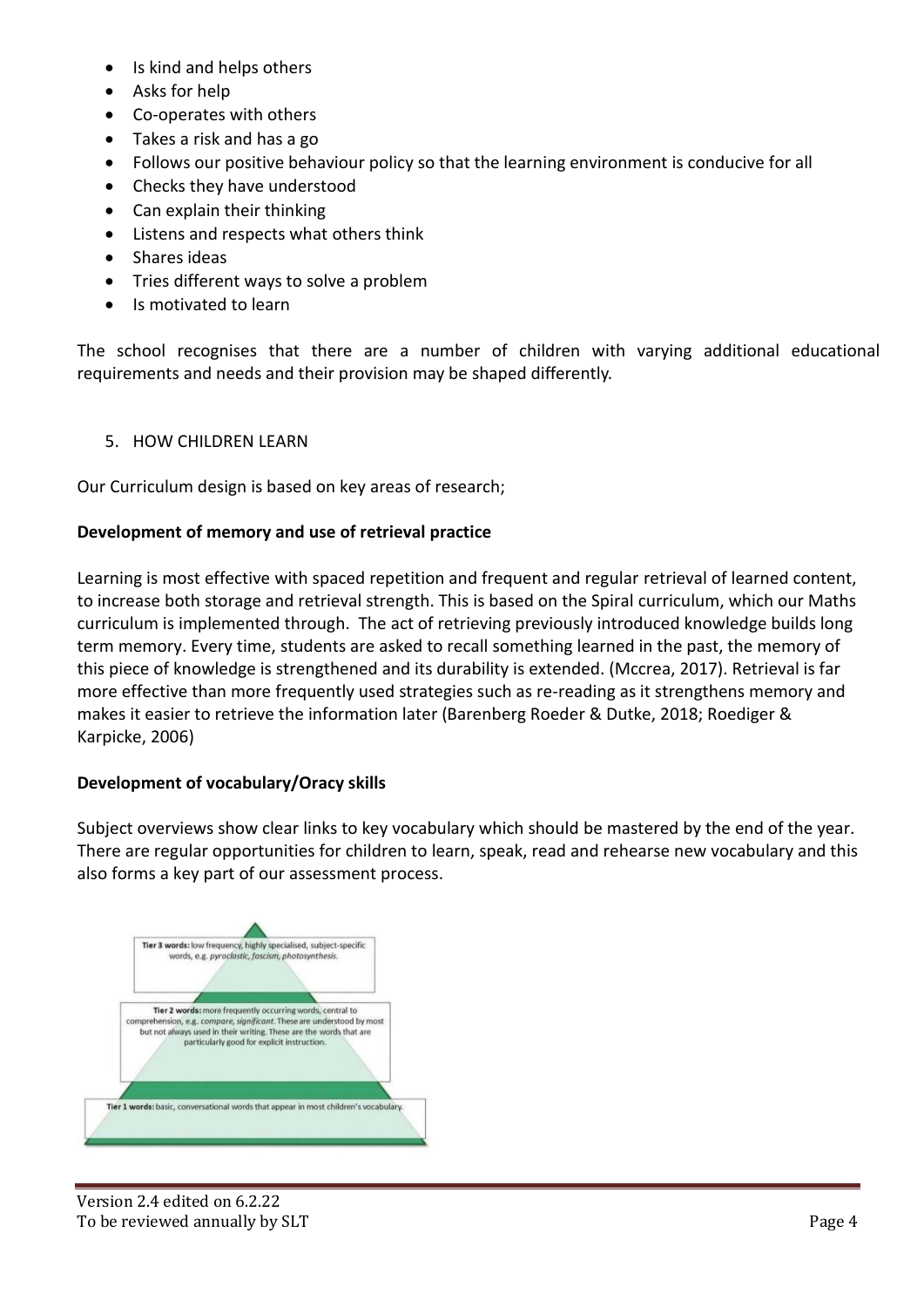- Is kind and helps others
- Asks for help
- Co-operates with others
- Takes a risk and has a go
- Follows our positive behaviour policy so that the learning environment is conducive for all
- Checks they have understood
- Can explain their thinking
- Listens and respects what others think
- Shares ideas
- Tries different ways to solve a problem
- Is motivated to learn

The school recognises that there are a number of children with varying additional educational requirements and needs and their provision may be shaped differently.

5. HOW CHILDREN LEARN

Our Curriculum design is based on key areas of research;

**Development of memory and use of retrieval practice**

Learning is most effective with spaced repetition and frequent and regular retrieval of learned content, to increase both storage and retrieval strength. This is based on the Spiral curriculum, which our Maths curriculum is implemented through. The act of retrieving previously introduced knowledge builds long term memory. Every time, students are asked to recall something learned in the past, the memory of this piece of knowledge is strengthened and its durability is extended. (Mccrea, 2017). Retrieval is far more effective than more frequently used strategies such as re-reading as it strengthens memory and makes it easier to retrieve the information later (Barenberg Roeder & Dutke, 2018; Roediger & Karpicke, 2006)

**Development of vocabulary/Oracy skills**

Subject overviews show clear links to key vocabulary which should be mastered by the end of the year. There are regular opportunities for children to learn, speak, read and rehearse new vocabulary and this also forms a key part of our assessment process.

**Tier 3 words:** low frequency, highly specialised, subject-specific words, e.g. *pyroclastic, fascism, photosynthesis.*

**Tier 2 words:** more frequently occurring words, central to comprehension, e.g. *compare, significant*. These are understood by most but not always used in their writing. These are the words that are particularly good for explicit instruction.

**Tier 1 words:** basic, conversational words that appear in most children's vocabulary.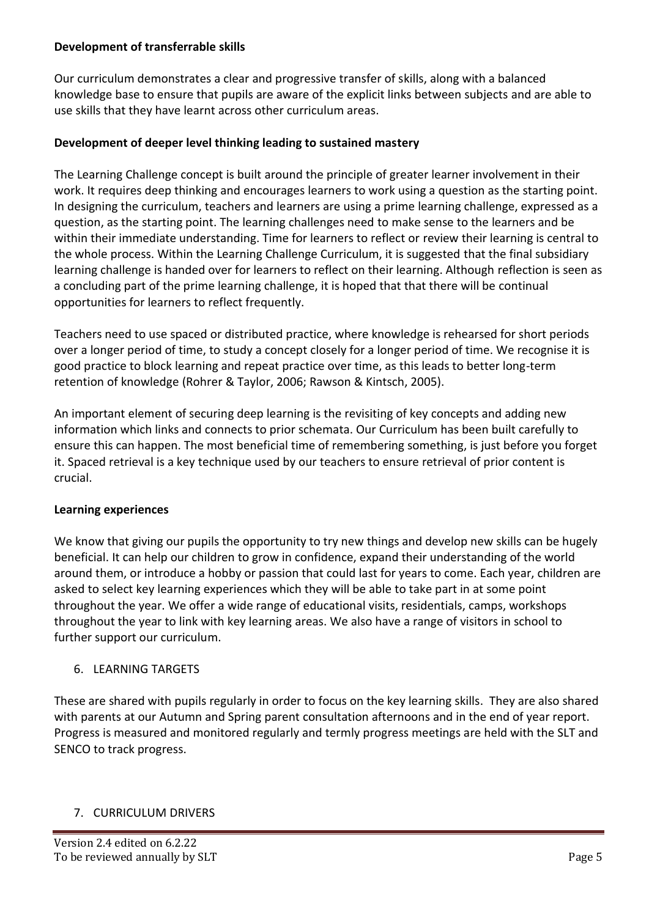**Development of transferrable skills**

Our curriculum demonstrates a clear and progressive transfer of skills, along with a balanced knowledge base to ensure that pupils are aware of the explicit links between subjects and are able to use skills that they have learnt across other curriculum areas.

**Development of deeper level thinking leading to sustained mastery**

The Learning Challenge concept is built around the principle of greater learner involvement in their work. It requires deep thinking and encourages learners to work using a question as the starting point. In designing the curriculum, teachers and learners are using a prime learning challenge, expressed as a question, as the starting point. The learning challenges need to make sense to the learners and be within their immediate understanding. Time for learners to reflect or review their learning is central to the whole process. Within the Learning Challenge Curriculum, it is suggested that the final subsidiary learning challenge is handed over for learners to reflect on their learning. Although reflection is seen as a concluding part of the prime learning challenge, it is hoped that that there will be continual opportunities for learners to reflect frequently.

Teachers need to use spaced or distributed practice, where knowledge is rehearsed for short periods over a longer period of time, to study a concept closely for a longer period of time. We recognise it is good practice to block learning and repeat practice over time, as this leads to better long-term retention of knowledge (Rohrer & Taylor, 2006; Rawson & Kintsch, 2005).

An important element of securing deep learning is the revisiting of key concepts and adding new information which links and connects to prior schemata. Our Curriculum has been built carefully to ensure this can happen. The most beneficial time of remembering something, is just before you forget it. Spaced retrieval is a key technique used by our teachers to ensure retrieval of prior content is crucial.

**Learning experiences**

We know that giving our pupils the opportunity to try new things and develop new skills can be hugely beneficial. It can help our children to grow in confidence, expand their understanding of the world around them, or introduce a hobby or passion that could last for years to come. Each year, children are asked to select key learning experiences which they will be able to take part in at some point throughout the year. We offer a wide range of educational visits, residentials, camps, workshops throughout the year to link with key learning areas. We also have a range of visitors in school to further support our curriculum.

## 6. LEARNING TARGETS

These are shared with pupils regularly in order to focus on the key learning skills. They are also shared with parents at our Autumn and Spring parent consultation afternoons and in the end of year report. Progress is measured and monitored regularly and termly progress meetings are held with the SLT and SENCO to track progress.

## 7. CURRICULUM DRIVERS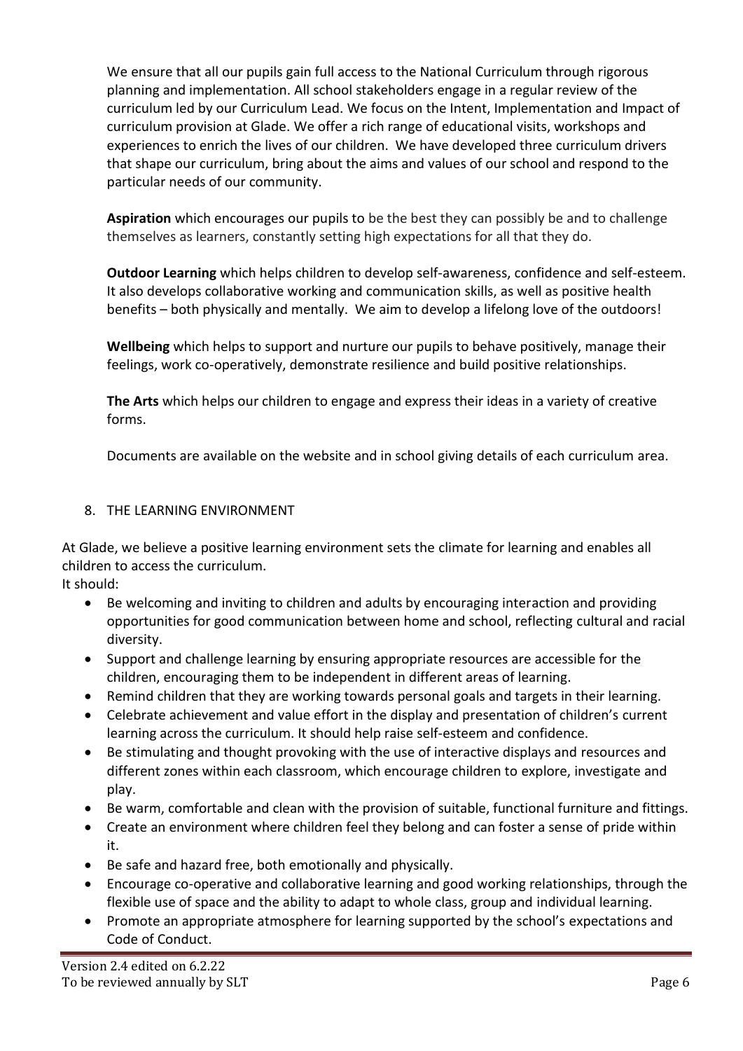We ensure that all our pupils gain full access to the National Curriculum through rigorous planning and implementation. All school stakeholders engage in a regular review of the curriculum led by our Curriculum Lead. We focus on the Intent, Implementation and Impact of curriculum provision at Glade. We offer a rich range of educational visits, workshops and experiences to enrich the lives of our children. We have developed three curriculum drivers that shape our curriculum, bring about the aims and values of our school and respond to the particular needs of our community.

**Aspiration** which encourages our pupils to be the best they can possibly be and to challenge themselves as learners, constantly setting high expectations for all that they do.

**Outdoor Learning** which helps children to develop self-awareness, confidence and self-esteem. It also develops collaborative working and communication skills, as well as positive health benefits – both physically and mentally. We aim to develop a lifelong love of the outdoors!

**Wellbeing** which helps to support and nurture our pupils to behave positively, manage their feelings, work co-operatively, demonstrate resilience and build positive relationships.

**The Arts** which helps our children to engage and express their ideas in a variety of creative forms.

Documents are available on the website and in school giving details of each curriculum area.

## 8. THE LEARNING ENVIRONMENT

At Glade, we believe a positive learning environment sets the climate for learning and enables all children to access the curriculum.
It should:

- Be welcoming and inviting to children and adults by encouraging interaction and providing opportunities for good communication between home and school, reflecting cultural and racial diversity.
- Support and challenge learning by ensuring appropriate resources are accessible for the children, encouraging them to be independent in different areas of learning.
- Remind children that they are working towards personal goals and targets in their learning.
- Celebrate achievement and value effort in the display and presentation of children's current learning across the curriculum. It should help raise self-esteem and confidence.
- Be stimulating and thought provoking with the use of interactive displays and resources and different zones within each classroom, which encourage children to explore, investigate and play.
- Be warm, comfortable and clean with the provision of suitable, functional furniture and fittings.
- Create an environment where children feel they belong and can foster a sense of pride within it.
- Be safe and hazard free, both emotionally and physically.
- Encourage co-operative and collaborative learning and good working relationships, through the flexible use of space and the ability to adapt to whole class, group and individual learning.
- Promote an appropriate atmosphere for learning supported by the school's expectations and Code of Conduct.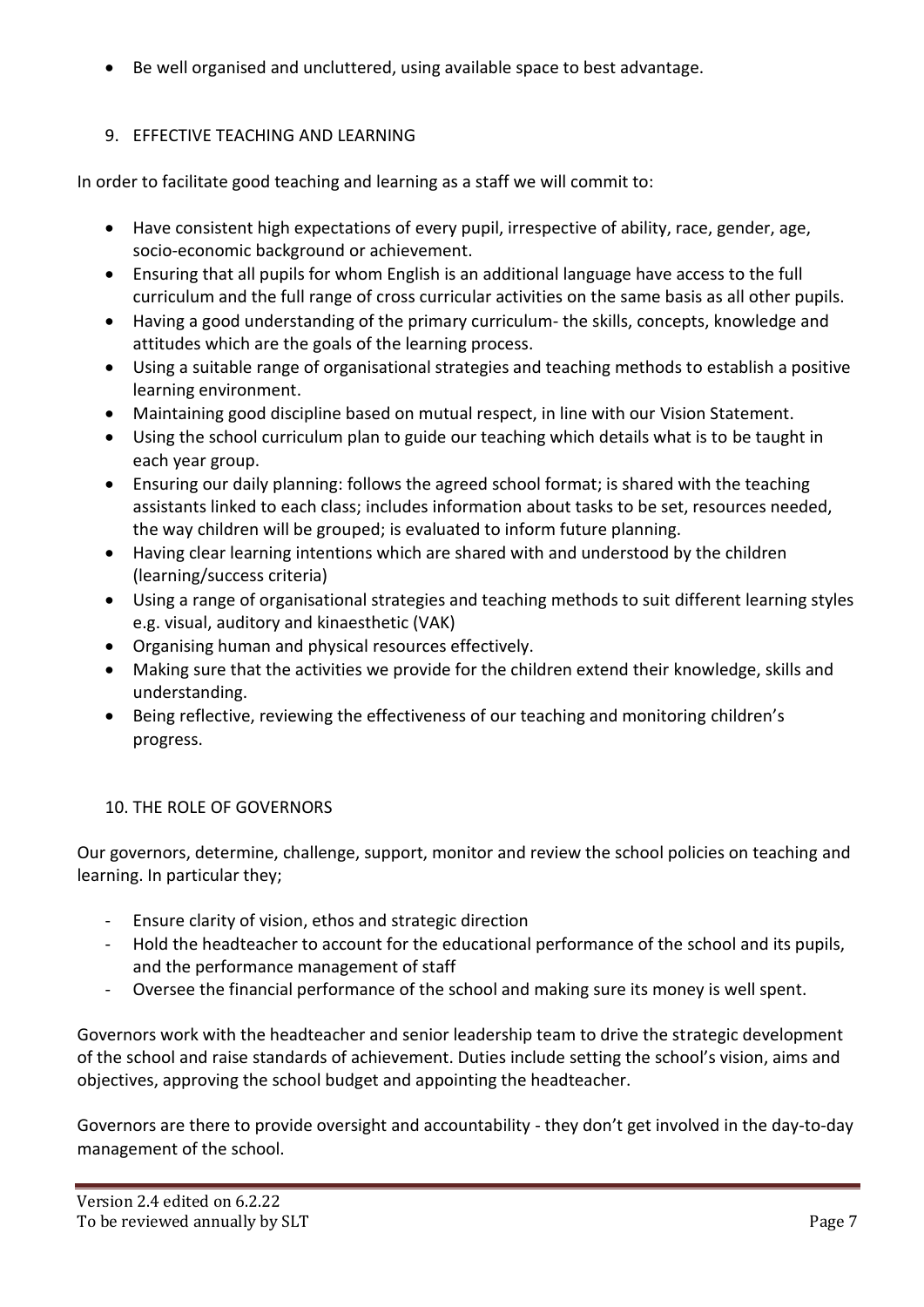- Be well organised and uncluttered, using available space to best advantage.

## 9. EFFECTIVE TEACHING AND LEARNING

In order to facilitate good teaching and learning as a staff we will commit to:

- Have consistent high expectations of every pupil, irrespective of ability, race, gender, age, socio-economic background or achievement.
- Ensuring that all pupils for whom English is an additional language have access to the full curriculum and the full range of cross curricular activities on the same basis as all other pupils.
- Having a good understanding of the primary curriculum- the skills, concepts, knowledge and attitudes which are the goals of the learning process.
- Using a suitable range of organisational strategies and teaching methods to establish a positive learning environment.
- Maintaining good discipline based on mutual respect, in line with our Vision Statement.
- Using the school curriculum plan to guide our teaching which details what is to be taught in each year group.
- Ensuring our daily planning: follows the agreed school format; is shared with the teaching assistants linked to each class; includes information about tasks to be set, resources needed, the way children will be grouped; is evaluated to inform future planning.
- Having clear learning intentions which are shared with and understood by the children (learning/success criteria)
- Using a range of organisational strategies and teaching methods to suit different learning styles e.g. visual, auditory and kinaesthetic (VAK)
- Organising human and physical resources effectively.
- Making sure that the activities we provide for the children extend their knowledge, skills and understanding.
- Being reflective, reviewing the effectiveness of our teaching and monitoring children's progress.

## 10. THE ROLE OF GOVERNORS

Our governors, determine, challenge, support, monitor and review the school policies on teaching and learning. In particular they;

- Ensure clarity of vision, ethos and strategic direction
- Hold the headteacher to account for the educational performance of the school and its pupils, and the performance management of staff
- Oversee the financial performance of the school and making sure its money is well spent.

Governors work with the headteacher and senior leadership team to drive the strategic development of the school and raise standards of achievement. Duties include setting the school's vision, aims and objectives, approving the school budget and appointing the headteacher.

Governors are there to provide oversight and accountability - they don't get involved in the day-to-day management of the school.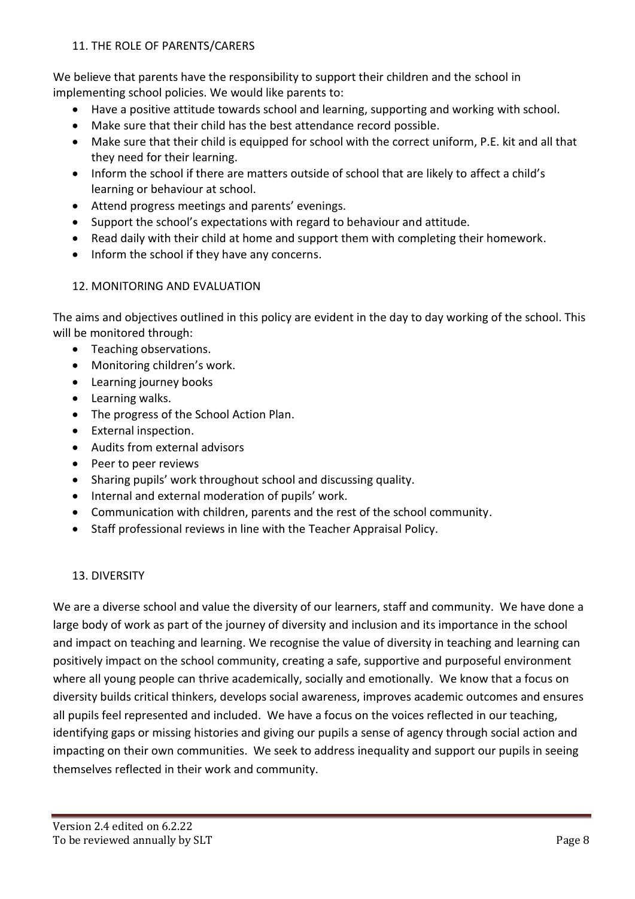## 11. THE ROLE OF PARENTS/CARERS

We believe that parents have the responsibility to support their children and the school in implementing school policies. We would like parents to:

- Have a positive attitude towards school and learning, supporting and working with school.
- Make sure that their child has the best attendance record possible.
- Make sure that their child is equipped for school with the correct uniform, P.E. kit and all that they need for their learning.
- Inform the school if there are matters outside of school that are likely to affect a child's learning or behaviour at school.
- Attend progress meetings and parents' evenings.
- Support the school's expectations with regard to behaviour and attitude.
- Read daily with their child at home and support them with completing their homework.
- Inform the school if they have any concerns.

## 12. MONITORING AND EVALUATION

The aims and objectives outlined in this policy are evident in the day to day working of the school. This will be monitored through:

- Teaching observations.
- Monitoring children's work.
- Learning journey books
- Learning walks.
- The progress of the School Action Plan.
- External inspection.
- Audits from external advisors
- Peer to peer reviews
- Sharing pupils' work throughout school and discussing quality.
- Internal and external moderation of pupils' work.
- Communication with children, parents and the rest of the school community.
- Staff professional reviews in line with the Teacher Appraisal Policy.

## 13. DIVERSITY

We are a diverse school and value the diversity of our learners, staff and community. We have done a large body of work as part of the journey of diversity and inclusion and its importance in the school and impact on teaching and learning. We recognise the value of diversity in teaching and learning can positively impact on the school community, creating a safe, supportive and purposeful environment where all young people can thrive academically, socially and emotionally. We know that a focus on diversity builds critical thinkers, develops social awareness, improves academic outcomes and ensures all pupils feel represented and included. We have a focus on the voices reflected in our teaching, identifying gaps or missing histories and giving our pupils a sense of agency through social action and impacting on their own communities. We seek to address inequality and support our pupils in seeing themselves reflected in their work and community.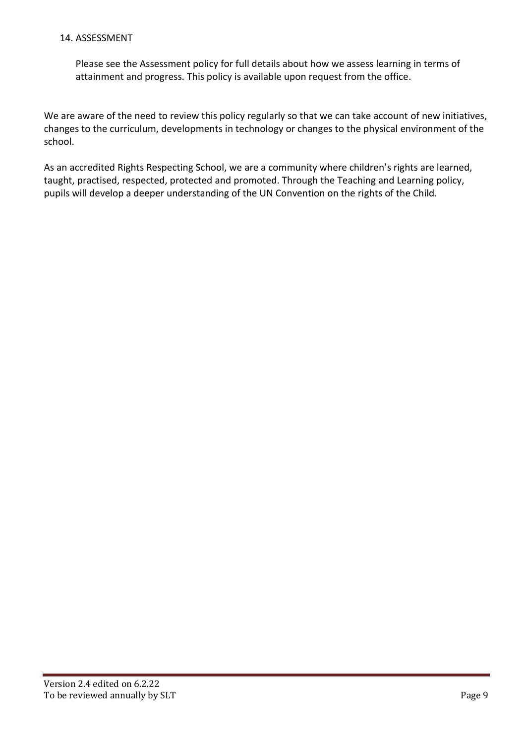## 14. ASSESSMENT

Please see the Assessment policy for full details about how we assess learning in terms of attainment and progress. This policy is available upon request from the office.

We are aware of the need to review this policy regularly so that we can take account of new initiatives, changes to the curriculum, developments in technology or changes to the physical environment of the school.

As an accredited Rights Respecting School, we are a community where children's rights are learned, taught, practised, respected, protected and promoted. Through the Teaching and Learning policy, pupils will develop a deeper understanding of the UN Convention on the rights of the Child.